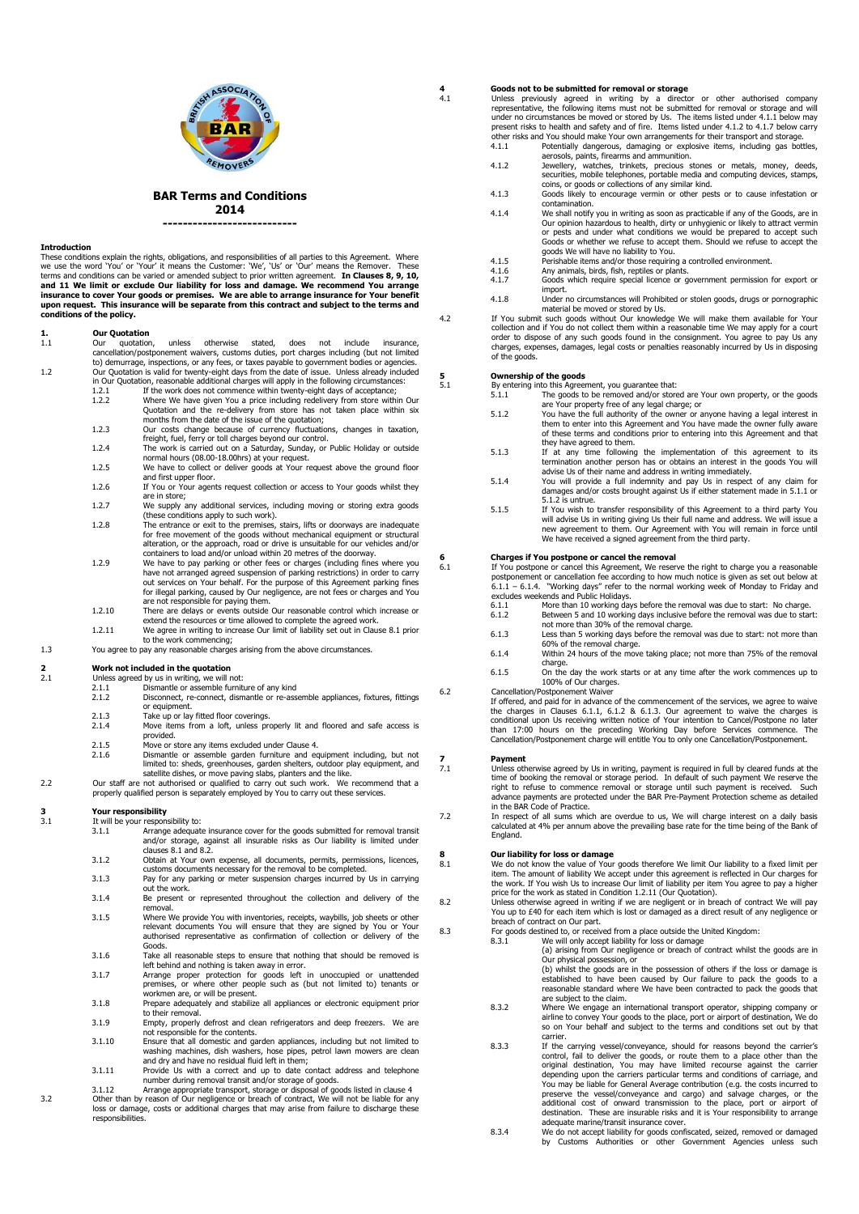# BAR Terms and Conditions
## 2014

---

**Introduction**

These conditions explain the rights, obligations, and responsibilities of all parties to this Agreement. Where we use the word 'You' or 'Your' it means the Customer: 'We', 'Us' or 'Our' means the Remover. These terms and conditions can be varied or amended subject to prior written agreement. **In Clauses 8, 9, 10, and 11 We limit or exclude Our liability for loss and damage. We recommend You arrange insurance to cover Your goods or premises. We are able to arrange insurance for Your benefit upon request. This insurance will be separate from this contract and subject to the terms and conditions of the policy.**

## 1. Our Quotation

1.1 Our quotation, unless otherwise stated, does not include insurance, cancellation/postponement waivers, customs duties, port charges including (but not limited to) demurrage, inspections, or any fees, or taxes payable to government bodies or agencies.

1.2 Our Quotation is valid for twenty-eight days from the date of issue. Unless already included in Our Quotation, reasonable additional charges will apply in the following circumstances:

- 1.2.1 If the work does not commence within twenty-eight days of acceptance;
- 1.2.2 Where We have given You a price including redelivery from store within Our Quotation and the re-delivery from store has not taken place within six months from the date of the issue of the quotation;
- 1.2.3 Our costs change because of currency fluctuations, changes in taxation, freight, fuel, ferry or toll charges beyond our control.
- 1.2.4 The work is carried out on a Saturday, Sunday, or Public Holiday or outside normal hours (08.00-18.00hrs) at your request.
- 1.2.5 We have to collect or deliver goods at Your request above the ground floor and first upper floor.
- 1.2.6 If You or Your agents request collection or access to Your goods whilst they are in store;
- 1.2.7 We supply any additional services, including moving or storing extra goods (these conditions apply to such work).
- 1.2.8 The entrance or exit to the premises, stairs, lifts or doorways are inadequate for free movement of the goods without mechanical equipment or structural alteration, or the approach, road or drive is unsuitable for our vehicles and/or containers to load and/or unload within 20 metres of the doorway.
- 1.2.9 We have to pay parking or other fees or charges (including fines where you have not arranged agreed suspension of parking restrictions) in order to carry out services on Your behalf. For the purpose of this Agreement parking fines for illegal parking, caused by Our negligence, are not fees or charges and You are not responsible for paying them.
- 1.2.10 There are delays or events outside Our reasonable control which increase or extend the resources or time allowed to complete the agreed work.
- 1.2.11 We agree in writing to increase Our limit of liability set out in Clause 8.1 prior to the work commencing;

1.3 You agree to pay any reasonable charges arising from the above circumstances.

## 2 Work not included in the quotation

2.1 Unless agreed by us in writing, we will not:

- 2.1.1 Dismantle or assemble furniture of any kind
- 2.1.2 Disconnect, re-connect, dismantle or re-assemble appliances, fixtures, fittings or equipment.
- 2.1.3 Take up or lay fitted floor coverings.
- 2.1.4 Move items from a loft, unless properly lit and floored and safe access is provided.
- 2.1.5 Move or store any items excluded under Clause 4.
- 2.1.6 Dismantle or assemble garden furniture and equipment including, but not limited to: sheds, greenhouses, garden shelters, outdoor play equipment, and satellite dishes, or move paving slabs, planters and the like.

2.2 Our staff are not authorised or qualified to carry out such work. We recommend that a properly qualified person is separately employed by You to carry out these services.

## 3 Your responsibility

3.1 It will be your responsibility to:

- 3.1.1 Arrange adequate insurance cover for the goods submitted for removal transit and/or storage, against all insurable risks as Our liability is limited under clauses 8.1 and 8.2.
- 3.1.2 Obtain at Your own expense, all documents, permits, permissions, licences, customs documents necessary for the removal to be completed.
- 3.1.3 Pay for any parking or meter suspension charges incurred by Us in carrying out the work.
- 3.1.4 Be present or represented throughout the collection and delivery of the removal.
- 3.1.5 Where We provide You with inventories, receipts, waybills, job sheets or other relevant documents You will ensure that they are signed by You or Your authorised representative as confirmation of collection or delivery of the Goods.
- 3.1.6 Take all reasonable steps to ensure that nothing that should be removed is left behind and nothing is taken away in error.
- 3.1.7 Arrange proper protection for goods left in unoccupied or unattended premises, or where other people such as (but not limited to) tenants or workmen are, or will be present.
- 3.1.8 Prepare adequately and stabilize all appliances or electronic equipment prior to their removal.
- 3.1.9 Empty, properly defrost and clean refrigerators and deep freezers. We are not responsible for the contents.
- 3.1.10 Ensure that all domestic and garden appliances, including but not limited to washing machines, dish washers, hose pipes, petrol lawn mowers are clean and dry and have no residual fluid left in them;
- 3.1.11 Provide Us with a correct and up to date contact address and telephone number during removal transit and/or storage of goods.
- 3.1.12 Arrange appropriate transport, storage or disposal of goods listed in clause 4

3.2 Other than by reason of Our negligence or breach of contract, We will not be liable for any loss or damage, costs or additional charges that may arise from failure to discharge these responsibilities.

## 4 Goods not to be submitted for removal or storage

4.1 Unless previously agreed in writing by a director or other authorised company representative, the following items must not be submitted for removal or storage and will under no circumstances be moved or stored by Us. The items listed under 4.1.1 below may present risks to health and safety and of fire. Items listed under 4.1.2 to 4.1.7 below carry other risks and You should make Your own arrangements for their transport and storage.

- 4.1.1 Potentially dangerous, damaging or explosive items, including gas bottles, aerosols, paints, firearms and ammunition.
- 4.1.2 Jewellery, watches, trinkets, precious stones or metals, money, deeds, securities, mobile telephones, portable media and computing devices, stamps, coins, or goods or collections of any similar kind.
- 4.1.3 Goods likely to encourage vermin or other pests or to cause infestation or contamination.
- 4.1.4 We shall notify you in writing as soon as practicable if any of the Goods, are in Our opinion hazardous to health, dirty or unhygienic or likely to attract vermin or pests and under what conditions we would be prepared to accept such Goods or whether we refuse to accept them. Should we refuse to accept the goods We will have no liability to You.
- 4.1.5 Perishable items and/or those requiring a controlled environment.
- 4.1.6 Any animals, birds, fish, reptiles or plants.
- 4.1.7 Goods which require special licence or government permission for export or import.
- 4.1.8 Under no circumstances will Prohibited or stolen goods, drugs or pornographic material be moved or stored by Us.

4.2 If You submit such goods without Our knowledge We will make them available for Your collection and if You do not collect them within a reasonable time We may apply for a court order to dispose of any such goods found in the consignment. You agree to pay Us any charges, expenses, damages, legal costs or penalties reasonably incurred by Us in disposing of the goods.

## 5 Ownership of the goods

5.1 By entering into this Agreement, you guarantee that:

- 5.1.1 The goods to be removed and/or stored are Your own property, or the goods are Your property free of any legal charge; or
- 5.1.2 You have the full authority of the owner or anyone having a legal interest in them to enter into this Agreement and You have made the owner fully aware of these terms and conditions prior to entering into this Agreement and that they have agreed to them.
- 5.1.3 If at any time following the implementation of this agreement to its termination another person has or obtains an interest in the goods You will advise Us of their name and address in writing immediately.
- 5.1.4 You will provide a full indemnity and pay Us in respect of any claim for damages and/or costs brought against Us if either statement made in 5.1.1 or 5.1.2 is untrue.
- 5.1.5 If You wish to transfer responsibility of this Agreement to a third party You will advise Us in writing giving Us their full name and address. We will issue a new agreement to them. Our Agreement with You will remain in force until We have received a signed agreement from the third party.

## 6 Charges if You postpone or cancel the removal

6.1 If You postpone or cancel this Agreement, We reserve the right to charge you a reasonable postponement or cancellation fee according to how much notice is given as set out below at 6.1.1 – 6.1.4. "Working days" refer to the normal working week of Monday to Friday and excludes weekends and Public Holidays.

- 6.1.1 More than 10 working days before the removal was due to start: No charge.
- 6.1.2 Between 5 and 10 working days inclusive before the removal was due to start: not more than 30% of the removal charge.
- 6.1.3 Less than 5 working days before the removal was due to start: not more than 60% of the removal charge.
- 6.1.4 Within 24 hours of the move taking place; not more than 75% of the removal charge.
- 6.1.5 On the day the work starts or at any time after the work commences up to 100% of Our charges.

6.2 Cancellation/Postponement Waiver

If offered, and paid for in advance of the commencement of the services, we agree to waive the charges in Clauses 6.1.1, 6.1.2 & 6.1.3. Our agreement to waive the charges is conditional upon Us receiving written notice of Your intention to Cancel/Postpone no later than 17:00 hours on the preceding Working Day before Services commence. The Cancellation/Postponement charge will entitle You to only one Cancellation/Postponement.

## 7 Payment

7.1 Unless otherwise agreed by Us in writing, payment is required in full by cleared funds at the time of booking the removal or storage period. In default of such payment We reserve the right to refuse to commence removal or storage until such payment is received. Such advance payments are protected under the BAR Pre-Payment Protection scheme as detailed in the BAR Code of Practice.

7.2 In respect of all sums which are overdue to us, We will charge interest on a daily basis calculated at 4% per annum above the prevailing base rate for the time being of the Bank of England.

## 8 Our liability for loss or damage

8.1 We do not know the value of Your goods therefore We limit Our liability to a fixed limit per item. The amount of liability We accept under this agreement is reflected in Our charges for the work. If You wish Us to increase Our limit of liability per item You agree to pay a higher price for the work as stated in Condition 1.2.11 (Our Quotation).

8.2 Unless otherwise agreed in writing if we are negligent or in breach of contract We will pay You up to £40 for each item which is lost or damaged as a direct result of any negligence or breach of contract on Our part.

8.3 For goods destined to, or received from a place outside the United Kingdom:

- 8.3.1 We will only accept liability for loss or damage
  (a) arising from Our negligence or breach of contract whilst the goods are in Our physical possession, or
  (b) whilst the goods are in the possession of others if the loss or damage is established to have been caused by Our failure to pack the goods to a reasonable standard where We have been contracted to pack the goods that are subject to the claim.
- 8.3.2 Where We engage an international transport operator, shipping company or airline to convey Your goods to the place, port or airport of destination, We do so on Your behalf and subject to the terms and conditions set out by that carrier.
- 8.3.3 If the carrying vessel/conveyance, should for reasons beyond the carrier's control, fail to deliver the goods, or route them to a place other than the original destination, You may have limited recourse against the carrier depending upon the carriers particular terms and conditions of carriage, and You may be liable for General Average contribution (e.g. the costs incurred to preserve the vessel/conveyance and cargo) and salvage charges, or the additional cost of onward transmission to the place, port or airport of destination. These are insurable risks and it is Your responsibility to arrange adequate marine/transit insurance cover.
- 8.3.4 We do not accept liability for goods confiscated, seized, removed or damaged by Customs Authorities or other Government Agencies unless such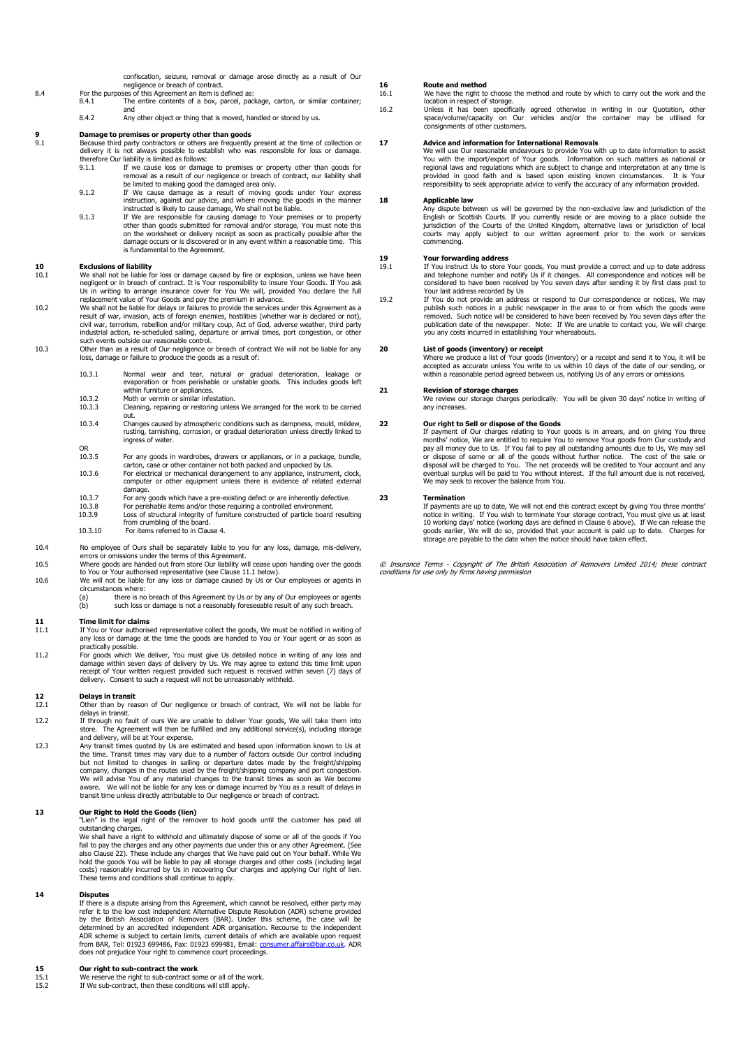confiscation, seizure, removal or damage arose directly as a result of Our negligence or breach of contract.

8.4 For the purposes of this Agreement an item is defined as:

8.4.1 The entire contents of a box, parcel, package, carton, or similar container; and

8.4.2 Any other object or thing that is moved, handled or stored by us.

## 9 Damage to premises or property other than goods

9.1 Because third party contractors or others are frequently present at the time of collection or delivery it is not always possible to establish who was responsible for loss or damage. therefore Our liability is limited as follows:

9.1.1 If we cause loss or damage to premises or property other than goods for removal as a result of our negligence or breach of contract, our liability shall be limited to making good the damaged area only.

9.1.2 If We cause damage as a result of moving goods under Your express instruction, against our advice, and where moving the goods in the manner instructed is likely to cause damage, We shall not be liable.

9.1.3 If We are responsible for causing damage to Your premises or to property other than goods submitted for removal and/or storage, You must note this on the worksheet or delivery receipt as soon as practically possible after the damage occurs or is discovered or in any event within a reasonable time. This is fundamental to the Agreement.

## 10 Exclusions of liability

10.1 We shall not be liable for loss or damage caused by fire or explosion, unless we have been negligent or in breach of contract. It is Your responsibility to insure Your Goods. If You ask Us in writing to arrange insurance cover for You We will, provided You declare the full replacement value of Your Goods and pay the premium in advance.

10.2 We shall not be liable for delays or failures to provide the services under this Agreement as a result of war, invasion, acts of foreign enemies, hostilities (whether war is declared or not), civil war, terrorism, rebellion and/or military coup, Act of God, adverse weather, third party industrial action, re-scheduled sailing, departure or arrival times, port congestion, or other such events outside our reasonable control.

10.3 Other than as a result of Our negligence or breach of contract We will not be liable for any loss, damage or failure to produce the goods as a result of:

10.3.1 Normal wear and tear, natural or gradual deterioration, leakage or evaporation or from perishable or unstable goods. This includes goods left within furniture or appliances.

10.3.2 Moth or vermin or similar infestation.

10.3.3 Cleaning, repairing or restoring unless We arranged for the work to be carried out.

10.3.4 Changes caused by atmospheric conditions such as dampness, mould, mildew, rusting, tarnishing, corrosion, or gradual deterioration unless directly linked to ingress of water.

OR

10.3.5 For any goods in wardrobes, drawers or appliances, or in a package, bundle, carton, case or other container not both packed and unpacked by Us.

10.3.6 For electrical or mechanical derangement to any appliance, instrument, clock, computer or other equipment unless there is evidence of related external damage.

10.3.7 For any goods which have a pre-existing defect or are inherently defective.

10.3.8 For perishable items and/or those requiring a controlled environment.

10.3.9 Loss of structural integrity of furniture constructed of particle board resulting from crumbling of the board.

10.3.10 For items referred to in Clause 4.

10.4 No employee of Ours shall be separately liable to you for any loss, damage, mis-delivery, errors or omissions under the terms of this Agreement.

10.5 Where goods are handed out from store Our liability will cease upon handing over the goods to You or Your authorised representative (see Clause 11.1 below).

10.6 We will not be liable for any loss or damage caused by Us or Our employees or agents in circumstances where:

(a) there is no breach of this Agreement by Us or by any of Our employees or agents

(b) such loss or damage is not a reasonably foreseeable result of any such breach.

## 11 Time limit for claims

11.1 If You or Your authorised representative collect the goods, We must be notified in writing of any loss or damage at the time the goods are handed to You or Your agent or as soon as practically possible.

11.2 For goods which We deliver, You must give Us detailed notice in writing of any loss and damage within seven days of delivery by Us. We may agree to extend this time limit upon receipt of Your written request provided such request is received within seven (7) days of delivery. Consent to such a request will not be unreasonably withheld.

## 12 Delays in transit

12.1 Other than by reason of Our negligence or breach of contract, We will not be liable for delays in transit.

12.2 If through no fault of ours We are unable to deliver Your goods, We will take them into store. The Agreement will then be fulfilled and any additional service(s), including storage and delivery, will be at Your expense.

12.3 Any transit times quoted by Us are estimated and based upon information known to Us at the time. Transit times may vary due to a number of factors outside Our control including but not limited to changes in sailing or departure dates made by the freight/shipping company, changes in the routes used by the freight/shipping company and port congestion. We will advise You of any material changes to the transit times as soon as We become aware. We will not be liable for any loss or damage incurred by You as a result of delays in transit time unless directly attributable to Our negligence or breach of contract.

## 13 Our Right to Hold the Goods (lien)

"Lien" is the legal right of the remover to hold goods until the customer has paid all outstanding charges.

We shall have a right to withhold and ultimately dispose of some or all of the goods if You fail to pay the charges and any other payments due under this or any other Agreement. (See also Clause 22). These include any charges that We have paid out on Your behalf. While We hold the goods You will be liable to pay all storage charges and other costs (including legal costs) reasonably incurred by Us in recovering Our charges and applying Our right of lien. These terms and conditions shall continue to apply.

## 14 Disputes

If there is a dispute arising from this Agreement, which cannot be resolved, either party may refer it to the low cost independent Alternative Dispute Resolution (ADR) scheme provided by the British Association of Removers (BAR). Under this scheme, the case will be determined by an accredited independent ADR organisation. Recourse to the independent ADR scheme is subject to certain limits, current details of which are available upon request from BAR, Tel: 01923 699486, Fax: 01923 699481, Email: consumer.affairs@bar.co.uk. ADR does not prejudice Your right to commence court proceedings.

## 15 Our right to sub-contract the work

15.1 We reserve the right to sub-contract some or all of the work.

15.2 If We sub-contract, then these conditions will still apply.

## 16 Route and method

16.1 We have the right to choose the method and route by which to carry out the work and the location in respect of storage.

16.2 Unless it has been specifically agreed otherwise in writing in our Quotation, other space/volume/capacity on Our vehicles and/or the container may be utilised for consignments of other customers.

## 17 Advice and information for International Removals

We will use Our reasonable endeavours to provide You with up to date information to assist You with the import/export of Your goods. Information on such matters as national or regional laws and regulations which are subject to change and interpretation at any time is provided in good faith and is based upon existing known circumstances. It is Your responsibility to seek appropriate advice to verify the accuracy of any information provided.

## 18 Applicable law

Any dispute between us will be governed by the non-exclusive law and jurisdiction of the English or Scottish Courts. If you currently reside or are moving to a place outside the jurisdiction of the Courts of the United Kingdom, alternative laws or jurisdiction of local courts may apply subject to our written agreement prior to the work or services commencing.

## 19 Your forwarding address

19.1 If You instruct Us to store Your goods, You must provide a correct and up to date address and telephone number and notify Us if it changes. All correspondence and notices will be considered to have been received by You seven days after sending it by first class post to Your last address recorded by Us

19.2 If You do not provide an address or respond to Our correspondence or notices, We may publish such notices in a public newspaper in the area to or from which the goods were removed. Such notice will be considered to have been received by You seven days after the publication date of the newspaper. Note: If We are unable to contact you, We will charge you any costs incurred in establishing Your whereabouts.

## 20 List of goods (inventory) or receipt

Where we produce a list of Your goods (inventory) or a receipt and send it to You, it will be accepted as accurate unless You write to us within 10 days of the date of our sending, or within a reasonable period agreed between us, notifying Us of any errors or omissions.

## 21 Revision of storage charges

We review our storage charges periodically. You will be given 30 days' notice in writing of any increases.

## 22 Our right to Sell or dispose of the Goods

If payment of Our charges relating to Your goods is in arrears, and on giving You three months' notice, We are entitled to require You to remove Your goods from Our custody and pay all money due to Us. If You fail to pay all outstanding amounts due to Us, We may sell or dispose of some or all of the goods without further notice. The cost of the sale or disposal will be charged to You. The net proceeds will be credited to Your account and any eventual surplus will be paid to You without interest. If the full amount due is not received, We may seek to recover the balance from You.

## 23 Termination

If payments are up to date, We will not end this contract except by giving You three months' notice in writing. If You wish to terminate Your storage contract, You must give us at least 10 working days' notice (working days are defined in Clause 6 above). If We can release the goods earlier, We will do so, provided that your account is paid up to date. Charges for storage are payable to the date when the notice should have taken effect.

*© Insurance Terms - Copyright of The British Association of Removers Limited 2014; these contract conditions for use only by firms having permission*